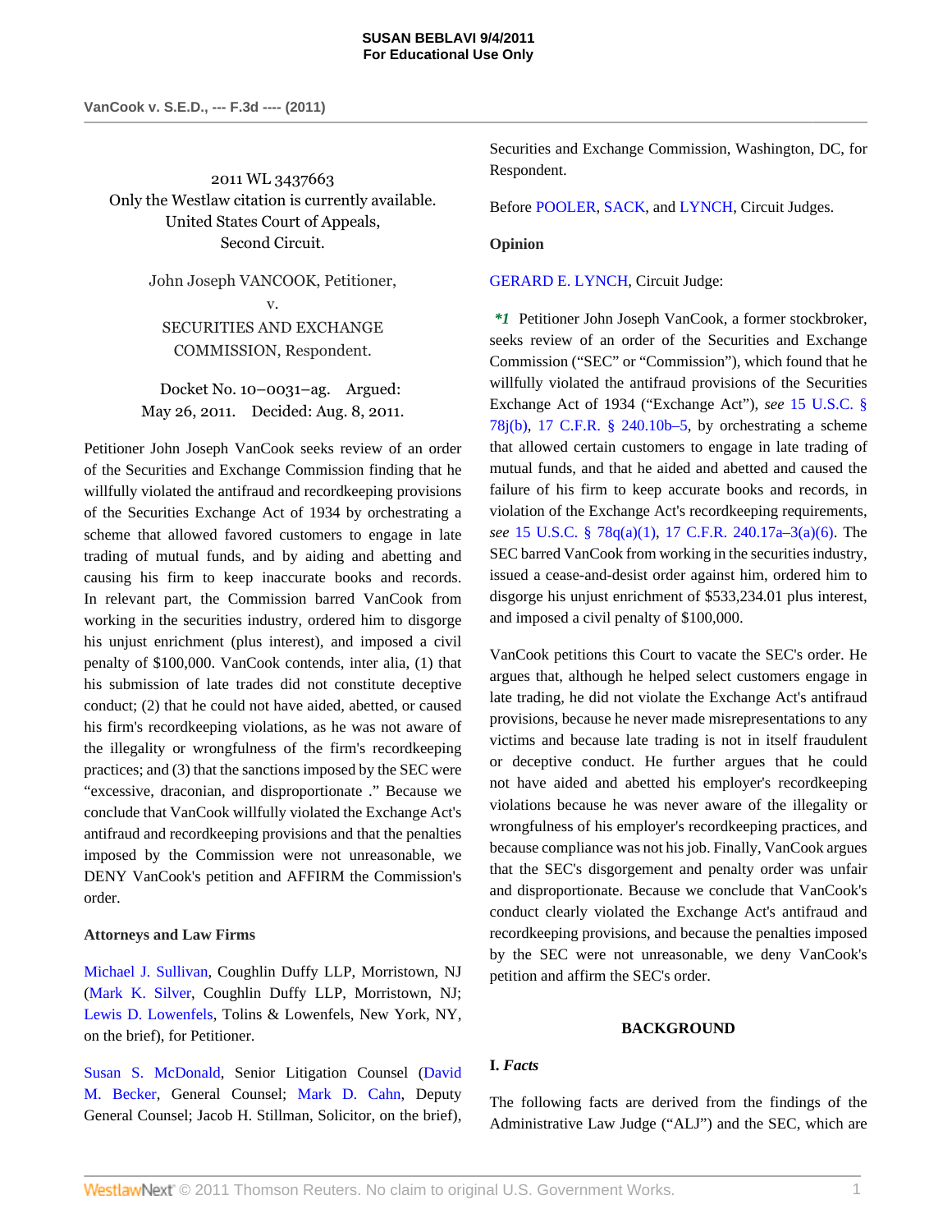2011 WL 3437663
Only the Westlaw citation is currently available.
United States Court of Appeals,
Second Circuit.

John Joseph VANCOOK, Petitioner,
v.
SECURITIES AND EXCHANGE COMMISSION, Respondent.

Docket No. 10–0031–ag. Argued: May 26, 2011. Decided: Aug. 8, 2011.

Petitioner John Joseph VanCook seeks review of an order of the Securities and Exchange Commission finding that he willfully violated the antifraud and recordkeeping provisions of the Securities Exchange Act of 1934 by orchestrating a scheme that allowed favored customers to engage in late trading of mutual funds, and by aiding and abetting and causing his firm to keep inaccurate books and records. In relevant part, the Commission barred VanCook from working in the securities industry, ordered him to disgorge his unjust enrichment (plus interest), and imposed a civil penalty of $100,000. VanCook contends, inter alia, (1) that his submission of late trades did not constitute deceptive conduct; (2) that he could not have aided, abetted, or caused his firm's recordkeeping violations, as he was not aware of the illegality or wrongfulness of the firm's recordkeeping practices; and (3) that the sanctions imposed by the SEC were "excessive, draconian, and disproportionate ." Because we conclude that VanCook willfully violated the Exchange Act's antifraud and recordkeeping provisions and that the penalties imposed by the Commission were not unreasonable, we DENY VanCook's petition and AFFIRM the Commission's order.

**Attorneys and Law Firms**

Michael J. Sullivan, Coughlin Duffy LLP, Morristown, NJ (Mark K. Silver, Coughlin Duffy LLP, Morristown, NJ; Lewis D. Lowenfels, Tolins & Lowenfels, New York, NY, on the brief), for Petitioner.

Susan S. McDonald, Senior Litigation Counsel (David M. Becker, General Counsel; Mark D. Cahn, Deputy General Counsel; Jacob H. Stillman, Solicitor, on the brief), Securities and Exchange Commission, Washington, DC, for Respondent.

Before POOLER, SACK, and LYNCH, Circuit Judges.

**Opinion**

GERARD E. LYNCH, Circuit Judge:

***1** Petitioner John Joseph VanCook, a former stockbroker, seeks review of an order of the Securities and Exchange Commission ("SEC" or "Commission"), which found that he willfully violated the antifraud provisions of the Securities Exchange Act of 1934 ("Exchange Act"), *see* 15 U.S.C. § 78j(b), 17 C.F.R. § 240.10b–5, by orchestrating a scheme that allowed certain customers to engage in late trading of mutual funds, and that he aided and abetted and caused the failure of his firm to keep accurate books and records, in violation of the Exchange Act's recordkeeping requirements, *see* 15 U.S.C. § 78q(a)(1), 17 C.F.R. 240.17a–3(a)(6). The SEC barred VanCook from working in the securities industry, issued a cease-and-desist order against him, ordered him to disgorge his unjust enrichment of $533,234.01 plus interest, and imposed a civil penalty of $100,000.

VanCook petitions this Court to vacate the SEC's order. He argues that, although he helped select customers engage in late trading, he did not violate the Exchange Act's antifraud provisions, because he never made misrepresentations to any victims and because late trading is not in itself fraudulent or deceptive conduct. He further argues that he could not have aided and abetted his employer's recordkeeping violations because he was never aware of the illegality or wrongfulness of his employer's recordkeeping practices, and because compliance was not his job. Finally, VanCook argues that the SEC's disgorgement and penalty order was unfair and disproportionate. Because we conclude that VanCook's conduct clearly violated the Exchange Act's antifraud and recordkeeping provisions, and because the penalties imposed by the SEC were not unreasonable, we deny VanCook's petition and affirm the SEC's order.

## BACKGROUND

### I. *Facts*

The following facts are derived from the findings of the Administrative Law Judge ("ALJ") and the SEC, which are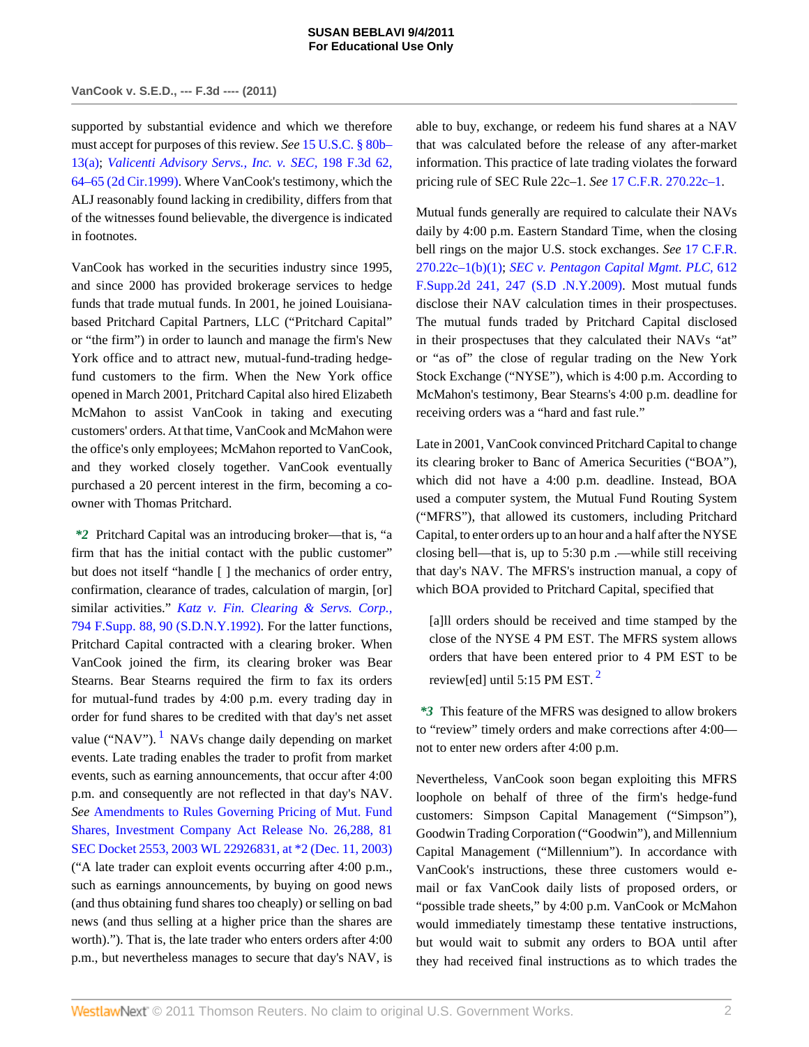supported by substantial evidence and which we therefore must accept for purposes of this review. *See* 15 U.S.C. § 80b–13(a); *Valicenti Advisory Servs., Inc. v. SEC,* 198 F.3d 62, 64–65 (2d Cir.1999). Where VanCook's testimony, which the ALJ reasonably found lacking in credibility, differs from that of the witnesses found believable, the divergence is indicated in footnotes.

VanCook has worked in the securities industry since 1995, and since 2000 has provided brokerage services to hedge funds that trade mutual funds. In 2001, he joined Louisiana-based Pritchard Capital Partners, LLC ("Pritchard Capital" or "the firm") in order to launch and manage the firm's New York office and to attract new, mutual-fund-trading hedge-fund customers to the firm. When the New York office opened in March 2001, Pritchard Capital also hired Elizabeth McMahon to assist VanCook in taking and executing customers' orders. At that time, VanCook and McMahon were the office's only employees; McMahon reported to VanCook, and they worked closely together. VanCook eventually purchased a 20 percent interest in the firm, becoming a co-owner with Thomas Pritchard.

***2** Pritchard Capital was an introducing broker—that is, "a firm that has the initial contact with the public customer" but does not itself "handle [ ] the mechanics of order entry, confirmation, clearance of trades, calculation of margin, [or] similar activities." *Katz v. Fin. Clearing & Servs. Corp.,* 794 F.Supp. 88, 90 (S.D.N.Y.1992). For the latter functions, Pritchard Capital contracted with a clearing broker. When VanCook joined the firm, its clearing broker was Bear Stearns. Bear Stearns required the firm to fax its orders for mutual-fund trades by 4:00 p.m. every trading day in order for fund shares to be credited with that day's net asset value ("NAV").[1] NAVs change daily depending on market events. Late trading enables the trader to profit from market events, such as earning announcements, that occur after 4:00 p.m. and consequently are not reflected in that day's NAV. *See* Amendments to Rules Governing Pricing of Mut. Fund Shares, Investment Company Act Release No. 26,288, 81 SEC Docket 2553, 2003 WL 22926831, at *2 (Dec. 11, 2003) ("A late trader can exploit events occurring after 4:00 p.m., such as earnings announcements, by buying on good news (and thus obtaining fund shares too cheaply) or selling on bad news (and thus selling at a higher price than the shares are worth)."). That is, the late trader who enters orders after 4:00 p.m., but nevertheless manages to secure that day's NAV, is able to buy, exchange, or redeem his fund shares at a NAV that was calculated before the release of any after-market information. This practice of late trading violates the forward pricing rule of SEC Rule 22c–1. *See* 17 C.F.R. 270.22c–1.

Mutual funds generally are required to calculate their NAVs daily by 4:00 p.m. Eastern Standard Time, when the closing bell rings on the major U.S. stock exchanges. *See* 17 C.F.R. 270.22c–1(b)(1); *SEC v. Pentagon Capital Mgmt. PLC,* 612 F.Supp.2d 241, 247 (S.D .N.Y.2009). Most mutual funds disclose their NAV calculation times in their prospectuses. The mutual funds traded by Pritchard Capital disclosed in their prospectuses that they calculated their NAVs "at" or "as of" the close of regular trading on the New York Stock Exchange ("NYSE"), which is 4:00 p.m. According to McMahon's testimony, Bear Stearns's 4:00 p.m. deadline for receiving orders was a "hard and fast rule."

Late in 2001, VanCook convinced Pritchard Capital to change its clearing broker to Banc of America Securities ("BOA"), which did not have a 4:00 p.m. deadline. Instead, BOA used a computer system, the Mutual Fund Routing System ("MFRS"), that allowed its customers, including Pritchard Capital, to enter orders up to an hour and a half after the NYSE closing bell—that is, up to 5:30 p.m .—while still receiving that day's NAV. The MFRS's instruction manual, a copy of which BOA provided to Pritchard Capital, specified that

> [a]ll orders should be received and time stamped by the close of the NYSE 4 PM EST. The MFRS system allows orders that have been entered prior to 4 PM EST to be review[ed] until 5:15 PM EST.[2]

***3** This feature of the MFRS was designed to allow brokers to "review" timely orders and make corrections after 4:00—not to enter new orders after 4:00 p.m.

Nevertheless, VanCook soon began exploiting this MFRS loophole on behalf of three of the firm's hedge-fund customers: Simpson Capital Management ("Simpson"), Goodwin Trading Corporation ("Goodwin"), and Millennium Capital Management ("Millennium"). In accordance with VanCook's instructions, these three customers would e-mail or fax VanCook daily lists of proposed orders, or "possible trade sheets," by 4:00 p.m. VanCook or McMahon would immediately timestamp these tentative instructions, but would wait to submit any orders to BOA until after they had received final instructions as to which trades the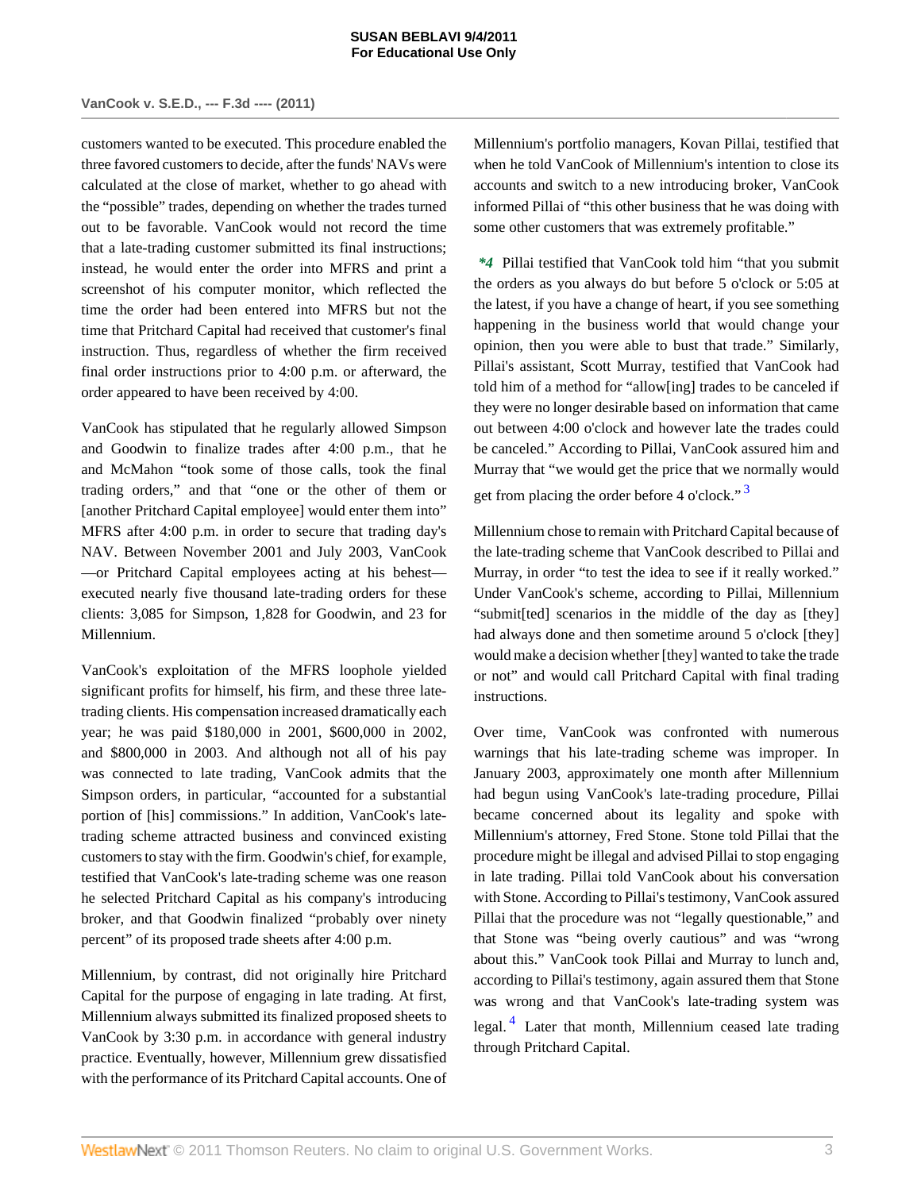customers wanted to be executed. This procedure enabled the three favored customers to decide, after the funds' NAVs were calculated at the close of market, whether to go ahead with the "possible" trades, depending on whether the trades turned out to be favorable. VanCook would not record the time that a late-trading customer submitted its final instructions; instead, he would enter the order into MFRS and print a screenshot of his computer monitor, which reflected the time the order had been entered into MFRS but not the time that Pritchard Capital had received that customer's final instruction. Thus, regardless of whether the firm received final order instructions prior to 4:00 p.m. or afterward, the order appeared to have been received by 4:00.

VanCook has stipulated that he regularly allowed Simpson and Goodwin to finalize trades after 4:00 p.m., that he and McMahon "took some of those calls, took the final trading orders," and that "one or the other of them or [another Pritchard Capital employee] would enter them into" MFRS after 4:00 p.m. in order to secure that trading day's NAV. Between November 2001 and July 2003, VanCook—or Pritchard Capital employees acting at his behest—executed nearly five thousand late-trading orders for these clients: 3,085 for Simpson, 1,828 for Goodwin, and 23 for Millennium.

VanCook's exploitation of the MFRS loophole yielded significant profits for himself, his firm, and these three late-trading clients. His compensation increased dramatically each year; he was paid $180,000 in 2001, $600,000 in 2002, and $800,000 in 2003. And although not all of his pay was connected to late trading, VanCook admits that the Simpson orders, in particular, "accounted for a substantial portion of [his] commissions." In addition, VanCook's late-trading scheme attracted business and convinced existing customers to stay with the firm. Goodwin's chief, for example, testified that VanCook's late-trading scheme was one reason he selected Pritchard Capital as his company's introducing broker, and that Goodwin finalized "probably over ninety percent" of its proposed trade sheets after 4:00 p.m.

Millennium, by contrast, did not originally hire Pritchard Capital for the purpose of engaging in late trading. At first, Millennium always submitted its finalized proposed sheets to VanCook by 3:30 p.m. in accordance with general industry practice. Eventually, however, Millennium grew dissatisfied with the performance of its Pritchard Capital accounts. One of Millennium's portfolio managers, Kovan Pillai, testified that when he told VanCook of Millennium's intention to close its accounts and switch to a new introducing broker, VanCook informed Pillai of "this other business that he was doing with some other customers that was extremely profitable."

*\*4* Pillai testified that VanCook told him "that you submit the orders as you always do but before 5 o'clock or 5:05 at the latest, if you have a change of heart, if you see something happening in the business world that would change your opinion, then you were able to bust that trade." Similarly, Pillai's assistant, Scott Murray, testified that VanCook had told him of a method for "allow[ing] trades to be canceled if they were no longer desirable based on information that came out between 4:00 o'clock and however late the trades could be canceled." According to Pillai, VanCook assured him and Murray that "we would get the price that we normally would get from placing the order before 4 o'clock." [3]

Millennium chose to remain with Pritchard Capital because of the late-trading scheme that VanCook described to Pillai and Murray, in order "to test the idea to see if it really worked." Under VanCook's scheme, according to Pillai, Millennium "submit[ted] scenarios in the middle of the day as [they] had always done and then sometime around 5 o'clock [they] would make a decision whether [they] wanted to take the trade or not" and would call Pritchard Capital with final trading instructions.

Over time, VanCook was confronted with numerous warnings that his late-trading scheme was improper. In January 2003, approximately one month after Millennium had begun using VanCook's late-trading procedure, Pillai became concerned about its legality and spoke with Millennium's attorney, Fred Stone. Stone told Pillai that the procedure might be illegal and advised Pillai to stop engaging in late trading. Pillai told VanCook about his conversation with Stone. According to Pillai's testimony, VanCook assured Pillai that the procedure was not "legally questionable," and that Stone was "being overly cautious" and was "wrong about this." VanCook took Pillai and Murray to lunch and, according to Pillai's testimony, again assured them that Stone was wrong and that VanCook's late-trading system was legal. [4] Later that month, Millennium ceased late trading through Pritchard Capital.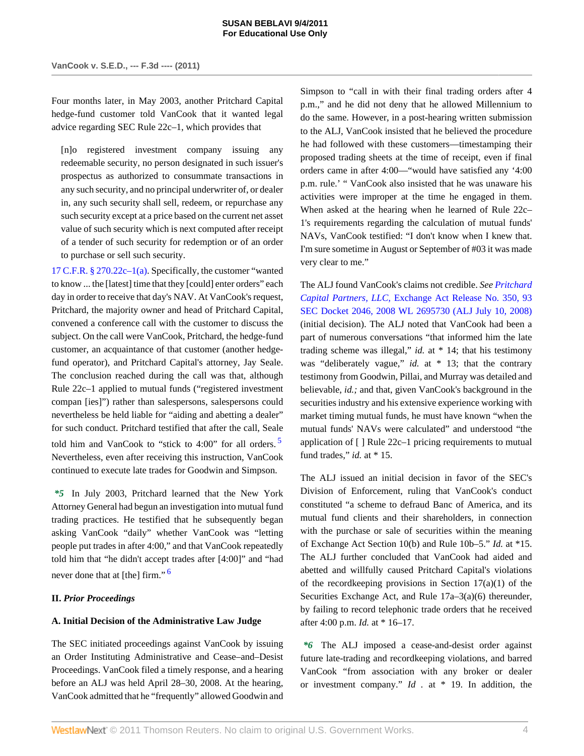Four months later, in May 2003, another Pritchard Capital hedge-fund customer told VanCook that it wanted legal advice regarding SEC Rule 22c–1, which provides that

> [n]o registered investment company issuing any redeemable security, no person designated in such issuer's prospectus as authorized to consummate transactions in any such security, and no principal underwriter of, or dealer in, any such security shall sell, redeem, or repurchase any such security except at a price based on the current net asset value of such security which is next computed after receipt of a tender of such security for redemption or of an order to purchase or sell such security.

17 C.F.R. § 270.22c–1(a). Specifically, the customer "wanted to know ... the [latest] time that they [could] enter orders" each day in order to receive that day's NAV. At VanCook's request, Pritchard, the majority owner and head of Pritchard Capital, convened a conference call with the customer to discuss the subject. On the call were VanCook, Pritchard, the hedge-fund customer, an acquaintance of that customer (another hedge-fund operator), and Pritchard Capital's attorney, Jay Seale. The conclusion reached during the call was that, although Rule 22c–1 applied to mutual funds ("registered investment compan [ies]") rather than salespersons, salespersons could nevertheless be held liable for "aiding and abetting a dealer" for such conduct. Pritchard testified that after the call, Seale told him and VanCook to "stick to 4:00" for all orders. [5] Nevertheless, even after receiving this instruction, VanCook continued to execute late trades for Goodwin and Simpson.

***5** In July 2003, Pritchard learned that the New York Attorney General had begun an investigation into mutual fund trading practices. He testified that he subsequently began asking VanCook "daily" whether VanCook was "letting people put trades in after 4:00," and that VanCook repeatedly told him that "he didn't accept trades after [4:00]" and "had never done that at [the] firm." [6]

## II. *Prior Proceedings*

### A. Initial Decision of the Administrative Law Judge

The SEC initiated proceedings against VanCook by issuing an Order Instituting Administrative and Cease–and–Desist Proceedings. VanCook filed a timely response, and a hearing before an ALJ was held April 28–30, 2008. At the hearing, VanCook admitted that he "frequently" allowed Goodwin and Simpson to "call in with their final trading orders after 4 p.m.," and he did not deny that he allowed Millennium to do the same. However, in a post-hearing written submission to the ALJ, VanCook insisted that he believed the procedure he had followed with these customers—timestamping their proposed trading sheets at the time of receipt, even if final orders came in after 4:00—"would have satisfied any '4:00 p.m. rule.' " VanCook also insisted that he was unaware his activities were improper at the time he engaged in them. When asked at the hearing when he learned of Rule 22c–1's requirements regarding the calculation of mutual funds' NAVs, VanCook testified: "I don't know when I knew that. I'm sure sometime in August or September of #03 it was made very clear to me."

The ALJ found VanCook's claims not credible. *See Pritchard Capital Partners, LLC,* Exchange Act Release No. 350, 93 SEC Docket 2046, 2008 WL 2695730 (ALJ July 10, 2008) (initial decision). The ALJ noted that VanCook had been a part of numerous conversations "that informed him the late trading scheme was illegal," *id.* at * 14; that his testimony was "deliberately vague," *id.* at * 13; that the contrary testimony from Goodwin, Pillai, and Murray was detailed and believable, *id.;* and that, given VanCook's background in the securities industry and his extensive experience working with market timing mutual funds, he must have known "when the mutual funds' NAVs were calculated" and understood "the application of [ ] Rule 22c–1 pricing requirements to mutual fund trades," *id.* at * 15.

The ALJ issued an initial decision in favor of the SEC's Division of Enforcement, ruling that VanCook's conduct constituted "a scheme to defraud Banc of America, and its mutual fund clients and their shareholders, in connection with the purchase or sale of securities within the meaning of Exchange Act Section 10(b) and Rule 10b–5." *Id.* at *15. The ALJ further concluded that VanCook had aided and abetted and willfully caused Pritchard Capital's violations of the recordkeeping provisions in Section 17(a)(1) of the Securities Exchange Act, and Rule 17a–3(a)(6) thereunder, by failing to record telephonic trade orders that he received after 4:00 p.m. *Id.* at * 16–17.

***6** The ALJ imposed a cease-and-desist order against future late-trading and recordkeeping violations, and barred VanCook "from association with any broker or dealer or investment company." *Id* . at * 19. In addition, the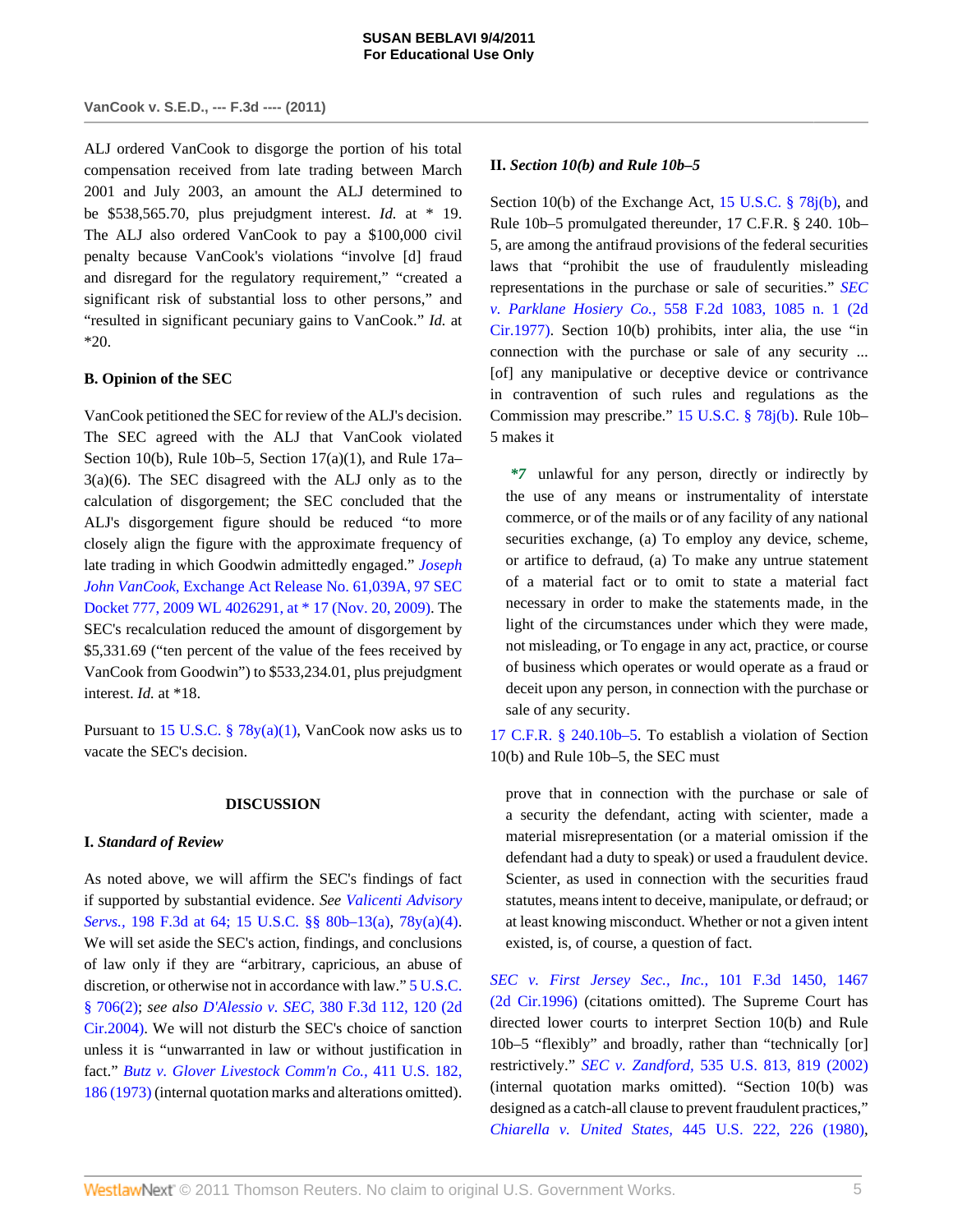ALJ ordered VanCook to disgorge the portion of his total compensation received from late trading between March 2001 and July 2003, an amount the ALJ determined to be $538,565.70, plus prejudgment interest. *Id.* at * 19. The ALJ also ordered VanCook to pay a $100,000 civil penalty because VanCook's violations "involve [d] fraud and disregard for the regulatory requirement," "created a significant risk of substantial loss to other persons," and "resulted in significant pecuniary gains to VanCook." *Id.* at *20.

### B. Opinion of the SEC

VanCook petitioned the SEC for review of the ALJ's decision. The SEC agreed with the ALJ that VanCook violated Section 10(b), Rule 10b–5, Section 17(a)(1), and Rule 17a–3(a)(6). The SEC disagreed with the ALJ only as to the calculation of disgorgement; the SEC concluded that the ALJ's disgorgement figure should be reduced "to more closely align the figure with the approximate frequency of late trading in which Goodwin admittedly engaged." *Joseph John VanCook,* Exchange Act Release No. 61,039A, 97 SEC Docket 777, 2009 WL 4026291, at * 17 (Nov. 20, 2009). The SEC's recalculation reduced the amount of disgorgement by $5,331.69 ("ten percent of the value of the fees received by VanCook from Goodwin") to $533,234.01, plus prejudgment interest. *Id.* at *18.

Pursuant to 15 U.S.C. § 78y(a)(1), VanCook now asks us to vacate the SEC's decision.

## DISCUSSION

### I. *Standard of Review*

As noted above, we will affirm the SEC's findings of fact if supported by substantial evidence. *See Valicenti Advisory Servs.,* 198 F.3d at 64; 15 U.S.C. §§ 80b–13(a), 78y(a)(4). We will set aside the SEC's action, findings, and conclusions of law only if they are "arbitrary, capricious, an abuse of discretion, or otherwise not in accordance with law." 5 U.S.C. § 706(2); *see also D'Alessio v. SEC,* 380 F.3d 112, 120 (2d Cir.2004). We will not disturb the SEC's choice of sanction unless it is "unwarranted in law or without justification in fact." *Butz v. Glover Livestock Comm'n Co.,* 411 U.S. 182, 186 (1973) (internal quotation marks and alterations omitted).

### II. *Section 10(b) and Rule 10b–5*

Section 10(b) of the Exchange Act, 15 U.S.C. § 78j(b), and Rule 10b–5 promulgated thereunder, 17 C.F.R. § 240. 10b–5, are among the antifraud provisions of the federal securities laws that "prohibit the use of fraudulently misleading representations in the purchase or sale of securities." *SEC v. Parklane Hosiery Co.,* 558 F.2d 1083, 1085 n. 1 (2d Cir.1977). Section 10(b) prohibits, inter alia, the use "in connection with the purchase or sale of any security ... [of] any manipulative or deceptive device or contrivance in contravention of such rules and regulations as the Commission may prescribe." 15 U.S.C. § 78j(b). Rule 10b–5 makes it

> ***7** unlawful for any person, directly or indirectly by the use of any means or instrumentality of interstate commerce, or of the mails or of any facility of any national securities exchange, (a) To employ any device, scheme, or artifice to defraud, (a) To make any untrue statement of a material fact or to omit to state a material fact necessary in order to make the statements made, in the light of the circumstances under which they were made, not misleading, or To engage in any act, practice, or course of business which operates or would operate as a fraud or deceit upon any person, in connection with the purchase or sale of any security.

17 C.F.R. § 240.10b–5. To establish a violation of Section 10(b) and Rule 10b–5, the SEC must

> prove that in connection with the purchase or sale of a security the defendant, acting with scienter, made a material misrepresentation (or a material omission if the defendant had a duty to speak) or used a fraudulent device. Scienter, as used in connection with the securities fraud statutes, means intent to deceive, manipulate, or defraud; or at least knowing misconduct. Whether or not a given intent existed, is, of course, a question of fact.

*SEC v. First Jersey Sec., Inc.,* 101 F.3d 1450, 1467 (2d Cir.1996) (citations omitted). The Supreme Court has directed lower courts to interpret Section 10(b) and Rule 10b–5 "flexibly" and broadly, rather than "technically [or] restrictively." *SEC v. Zandford,* 535 U.S. 813, 819 (2002) (internal quotation marks omitted). "Section 10(b) was designed as a catch-all clause to prevent fraudulent practices," *Chiarella v. United States,* 445 U.S. 222, 226 (1980),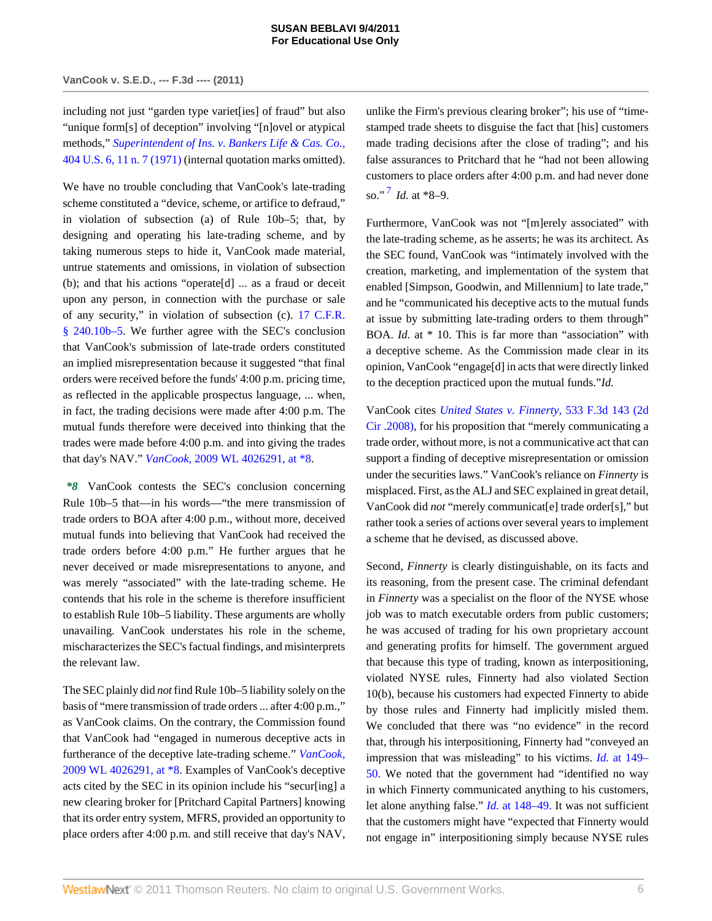including not just "garden type variet[ies] of fraud" but also "unique form[s] of deception" involving "[n]ovel or atypical methods," *Superintendent of Ins. v. Bankers Life & Cas. Co.,* 404 U.S. 6, 11 n. 7 (1971) (internal quotation marks omitted).

We have no trouble concluding that VanCook's late-trading scheme constituted a "device, scheme, or artifice to defraud," in violation of subsection (a) of Rule 10b–5; that, by designing and operating his late-trading scheme, and by taking numerous steps to hide it, VanCook made material, untrue statements and omissions, in violation of subsection (b); and that his actions "operate[d] ... as a fraud or deceit upon any person, in connection with the purchase or sale of any security," in violation of subsection (c). 17 C.F.R. § 240.10b–5. We further agree with the SEC's conclusion that VanCook's submission of late-trade orders constituted an implied misrepresentation because it suggested "that final orders were received before the funds' 4:00 p.m. pricing time, as reflected in the applicable prospectus language, ... when, in fact, the trading decisions were made after 4:00 p.m. The mutual funds therefore were deceived into thinking that the trades were made before 4:00 p.m. and into giving the trades that day's NAV." *VanCook,* 2009 WL 4026291, at *8.

***8** VanCook contests the SEC's conclusion concerning Rule 10b–5 that—in his words—"the mere transmission of trade orders to BOA after 4:00 p.m., without more, deceived mutual funds into believing that VanCook had received the trade orders before 4:00 p.m." He further argues that he never deceived or made misrepresentations to anyone, and was merely "associated" with the late-trading scheme. He contends that his role in the scheme is therefore insufficient to establish Rule 10b–5 liability. These arguments are wholly unavailing. VanCook understates his role in the scheme, mischaracterizes the SEC's factual findings, and misinterprets the relevant law.

The SEC plainly did *not* find Rule 10b–5 liability solely on the basis of "mere transmission of trade orders ... after 4:00 p.m.," as VanCook claims. On the contrary, the Commission found that VanCook had "engaged in numerous deceptive acts in furtherance of the deceptive late-trading scheme." *VanCook,* 2009 WL 4026291, at *8. Examples of VanCook's deceptive acts cited by the SEC in its opinion include his "secur[ing] a new clearing broker for [Pritchard Capital Partners] knowing that its order entry system, MFRS, provided an opportunity to place orders after 4:00 p.m. and still receive that day's NAV, unlike the Firm's previous clearing broker"; his use of "time-stamped trade sheets to disguise the fact that [his] customers made trading decisions after the close of trading"; and his false assurances to Pritchard that he "had not been allowing customers to place orders after 4:00 p.m. and had never done so."[7] *Id.* at *8–9.

Furthermore, VanCook was not "[m]erely associated" with the late-trading scheme, as he asserts; he was its architect. As the SEC found, VanCook was "intimately involved with the creation, marketing, and implementation of the system that enabled [Simpson, Goodwin, and Millennium] to late trade," and he "communicated his deceptive acts to the mutual funds at issue by submitting late-trading orders to them through" BOA. *Id.* at * 10. This is far more than "association" with a deceptive scheme. As the Commission made clear in its opinion, VanCook "engage[d] in acts that were directly linked to the deception practiced upon the mutual funds."*Id.*

VanCook cites *United States v. Finnerty,* 533 F.3d 143 (2d Cir .2008), for his proposition that "merely communicating a trade order, without more, is not a communicative act that can support a finding of deceptive misrepresentation or omission under the securities laws." VanCook's reliance on *Finnerty* is misplaced. First, as the ALJ and SEC explained in great detail, VanCook did *not* "merely communicat[e] trade order[s]," but rather took a series of actions over several years to implement a scheme that he devised, as discussed above.

Second, *Finnerty* is clearly distinguishable, on its facts and its reasoning, from the present case. The criminal defendant in *Finnerty* was a specialist on the floor of the NYSE whose job was to match executable orders from public customers; he was accused of trading for his own proprietary account and generating profits for himself. The government argued that because this type of trading, known as interpositioning, violated NYSE rules, Finnerty had also violated Section 10(b), because his customers had expected Finnerty to abide by those rules and Finnerty had implicitly misled them. We concluded that there was "no evidence" in the record that, through his interpositioning, Finnerty had "conveyed an impression that was misleading" to his victims. *Id.* at 149–50. We noted that the government had "identified no way in which Finnerty communicated anything to his customers, let alone anything false." *Id.* at 148–49. It was not sufficient that the customers might have "expected that Finnerty would not engage in" interpositioning simply because NYSE rules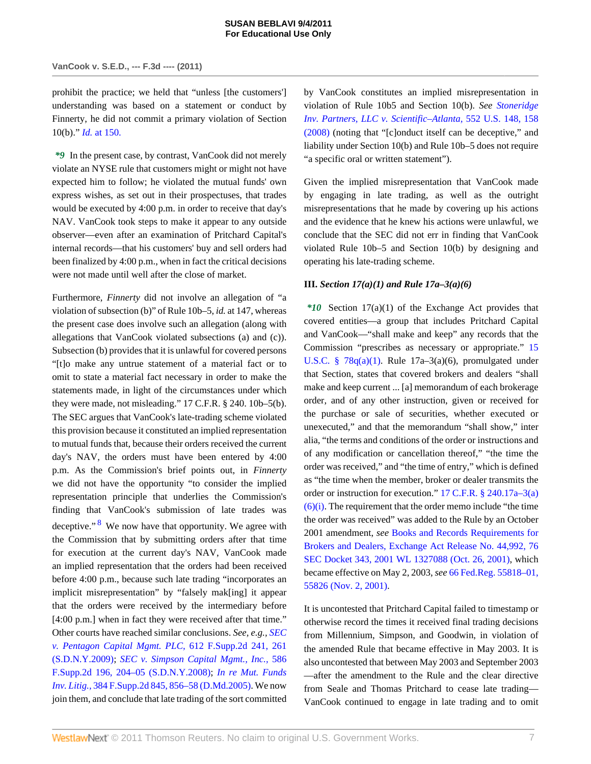prohibit the practice; we held that "unless [the customers'] understanding was based on a statement or conduct by Finnerty, he did not commit a primary violation of Section 10(b)." *Id.* at 150.

***9** In the present case, by contrast, VanCook did not merely violate an NYSE rule that customers might or might not have expected him to follow; he violated the mutual funds' own express wishes, as set out in their prospectuses, that trades would be executed by 4:00 p.m. in order to receive that day's NAV. VanCook took steps to make it appear to any outside observer—even after an examination of Pritchard Capital's internal records—that his customers' buy and sell orders had been finalized by 4:00 p.m., when in fact the critical decisions were not made until well after the close of market.

Furthermore, *Finnerty* did not involve an allegation of "a violation of subsection (b)" of Rule 10b–5, *id.* at 147, whereas the present case does involve such an allegation (along with allegations that VanCook violated subsections (a) and (c)). Subsection (b) provides that it is unlawful for covered persons "[t]o make any untrue statement of a material fact or to omit to state a material fact necessary in order to make the statements made, in light of the circumstances under which they were made, not misleading." 17 C.F.R. § 240. 10b–5(b). The SEC argues that VanCook's late-trading scheme violated this provision because it constituted an implied representation to mutual funds that, because their orders received the current day's NAV, the orders must have been entered by 4:00 p.m. As the Commission's brief points out, in *Finnerty* we did not have the opportunity "to consider the implied representation principle that underlies the Commission's finding that VanCook's submission of late trades was deceptive."[8] We now have that opportunity. We agree with the Commission that by submitting orders after that time for execution at the current day's NAV, VanCook made an implied representation that the orders had been received before 4:00 p.m., because such late trading "incorporates an implicit misrepresentation" by "falsely mak[ing] it appear that the orders were received by the intermediary before [4:00 p.m.] when in fact they were received after that time." Other courts have reached similar conclusions. *See, e.g., SEC v. Pentagon Capital Mgmt. PLC,* 612 F.Supp.2d 241, 261 (S.D.N.Y.2009); *SEC v. Simpson Capital Mgmt., Inc.,* 586 F.Supp.2d 196, 204–05 (S.D.N.Y.2008); *In re Mut. Funds Inv. Litig.,* 384 F.Supp.2d 845, 856–58 (D.Md.2005). We now join them, and conclude that late trading of the sort committed by VanCook constitutes an implied misrepresentation in violation of Rule 10b5 and Section 10(b). *See Stoneridge Inv. Partners, LLC v. Scientific–Atlanta,* 552 U.S. 148, 158 (2008) (noting that "[c]onduct itself can be deceptive," and liability under Section 10(b) and Rule 10b–5 does not require "a specific oral or written statement").

Given the implied misrepresentation that VanCook made by engaging in late trading, as well as the outright misrepresentations that he made by covering up his actions and the evidence that he knew his actions were unlawful, we conclude that the SEC did not err in finding that VanCook violated Rule 10b–5 and Section 10(b) by designing and operating his late-trading scheme.

### III. *Section 17(a)(1) and Rule 17a–3(a)(6)*

***10** Section 17(a)(1) of the Exchange Act provides that covered entities—a group that includes Pritchard Capital and VanCook—"shall make and keep" any records that the Commission "prescribes as necessary or appropriate." 15 U.S.C. § 78q(a)(1). Rule 17a–3(a)(6), promulgated under that Section, states that covered brokers and dealers "shall make and keep current ... [a] memorandum of each brokerage order, and of any other instruction, given or received for the purchase or sale of securities, whether executed or unexecuted," and that the memorandum "shall show," inter alia, "the terms and conditions of the order or instructions and of any modification or cancellation thereof," "the time the order was received," and "the time of entry," which is defined as "the time when the member, broker or dealer transmits the order or instruction for execution." 17 C.F.R. § 240.17a–3(a)(6)(i). The requirement that the order memo include "the time the order was received" was added to the Rule by an October 2001 amendment, *see* Books and Records Requirements for Brokers and Dealers, Exchange Act Release No. 44,992, 76 SEC Docket 343, 2001 WL 1327088 (Oct. 26, 2001), which became effective on May 2, 2003, *see* 66 Fed.Reg. 55818–01, 55826 (Nov. 2, 2001).

It is uncontested that Pritchard Capital failed to timestamp or otherwise record the times it received final trading decisions from Millennium, Simpson, and Goodwin, in violation of the amended Rule that became effective in May 2003. It is also uncontested that between May 2003 and September 2003—after the amendment to the Rule and the clear directive from Seale and Thomas Pritchard to cease late trading—VanCook continued to engage in late trading and to omit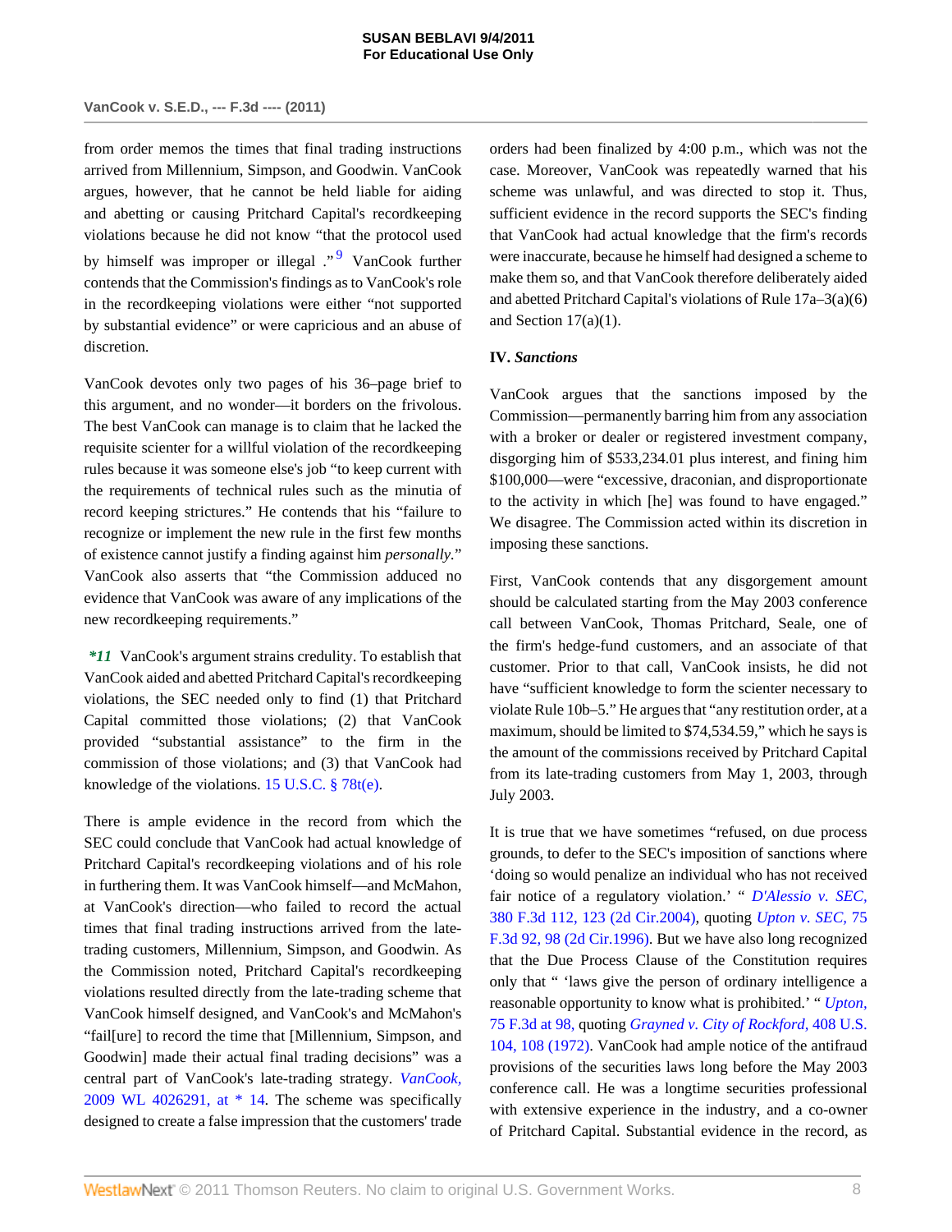from order memos the times that final trading instructions arrived from Millennium, Simpson, and Goodwin. VanCook argues, however, that he cannot be held liable for aiding and abetting or causing Pritchard Capital's recordkeeping violations because he did not know "that the protocol used by himself was improper or illegal ."[9] VanCook further contends that the Commission's findings as to VanCook's role in the recordkeeping violations were either "not supported by substantial evidence" or were capricious and an abuse of discretion.

VanCook devotes only two pages of his 36–page brief to this argument, and no wonder—it borders on the frivolous. The best VanCook can manage is to claim that he lacked the requisite scienter for a willful violation of the recordkeeping rules because it was someone else's job "to keep current with the requirements of technical rules such as the minutia of record keeping strictures." He contends that his "failure to recognize or implement the new rule in the first few months of existence cannot justify a finding against him *personally*." VanCook also asserts that "the Commission adduced no evidence that VanCook was aware of any implications of the new recordkeeping requirements."

***11** VanCook's argument strains credulity. To establish that VanCook aided and abetted Pritchard Capital's recordkeeping violations, the SEC needed only to find (1) that Pritchard Capital committed those violations; (2) that VanCook provided "substantial assistance" to the firm in the commission of those violations; and (3) that VanCook had knowledge of the violations. 15 U.S.C. § 78t(e).

There is ample evidence in the record from which the SEC could conclude that VanCook had actual knowledge of Pritchard Capital's recordkeeping violations and of his role in furthering them. It was VanCook himself—and McMahon, at VanCook's direction—who failed to record the actual times that final trading instructions arrived from the late-trading customers, Millennium, Simpson, and Goodwin. As the Commission noted, Pritchard Capital's recordkeeping violations resulted directly from the late-trading scheme that VanCook himself designed, and VanCook's and McMahon's "fail[ure] to record the time that [Millennium, Simpson, and Goodwin] made their actual final trading decisions" was a central part of VanCook's late-trading strategy. *VanCook,* 2009 WL 4026291, at * 14. The scheme was specifically designed to create a false impression that the customers' trade orders had been finalized by 4:00 p.m., which was not the case. Moreover, VanCook was repeatedly warned that his scheme was unlawful, and was directed to stop it. Thus, sufficient evidence in the record supports the SEC's finding that VanCook had actual knowledge that the firm's records were inaccurate, because he himself had designed a scheme to make them so, and that VanCook therefore deliberately aided and abetted Pritchard Capital's violations of Rule 17a–3(a)(6) and Section 17(a)(1).

### IV. *Sanctions*

VanCook argues that the sanctions imposed by the Commission—permanently barring him from any association with a broker or dealer or registered investment company, disgorging him of $533,234.01 plus interest, and fining him $100,000—were "excessive, draconian, and disproportionate to the activity in which [he] was found to have engaged." We disagree. The Commission acted within its discretion in imposing these sanctions.

First, VanCook contends that any disgorgement amount should be calculated starting from the May 2003 conference call between VanCook, Thomas Pritchard, Seale, one of the firm's hedge-fund customers, and an associate of that customer. Prior to that call, VanCook insists, he did not have "sufficient knowledge to form the scienter necessary to violate Rule 10b–5." He argues that "any restitution order, at a maximum, should be limited to $74,534.59," which he says is the amount of the commissions received by Pritchard Capital from its late-trading customers from May 1, 2003, through July 2003.

It is true that we have sometimes "refused, on due process grounds, to defer to the SEC's imposition of sanctions where 'doing so would penalize an individual who has not received fair notice of a regulatory violation.' " *D'Alessio v. SEC,* 380 F.3d 112, 123 (2d Cir.2004), quoting *Upton v. SEC,* 75 F.3d 92, 98 (2d Cir.1996). But we have also long recognized that the Due Process Clause of the Constitution requires only that " 'laws give the person of ordinary intelligence a reasonable opportunity to know what is prohibited.' " *Upton,* 75 F.3d at 98, quoting *Grayned v. City of Rockford,* 408 U.S. 104, 108 (1972). VanCook had ample notice of the antifraud provisions of the securities laws long before the May 2003 conference call. He was a longtime securities professional with extensive experience in the industry, and a co-owner of Pritchard Capital. Substantial evidence in the record, as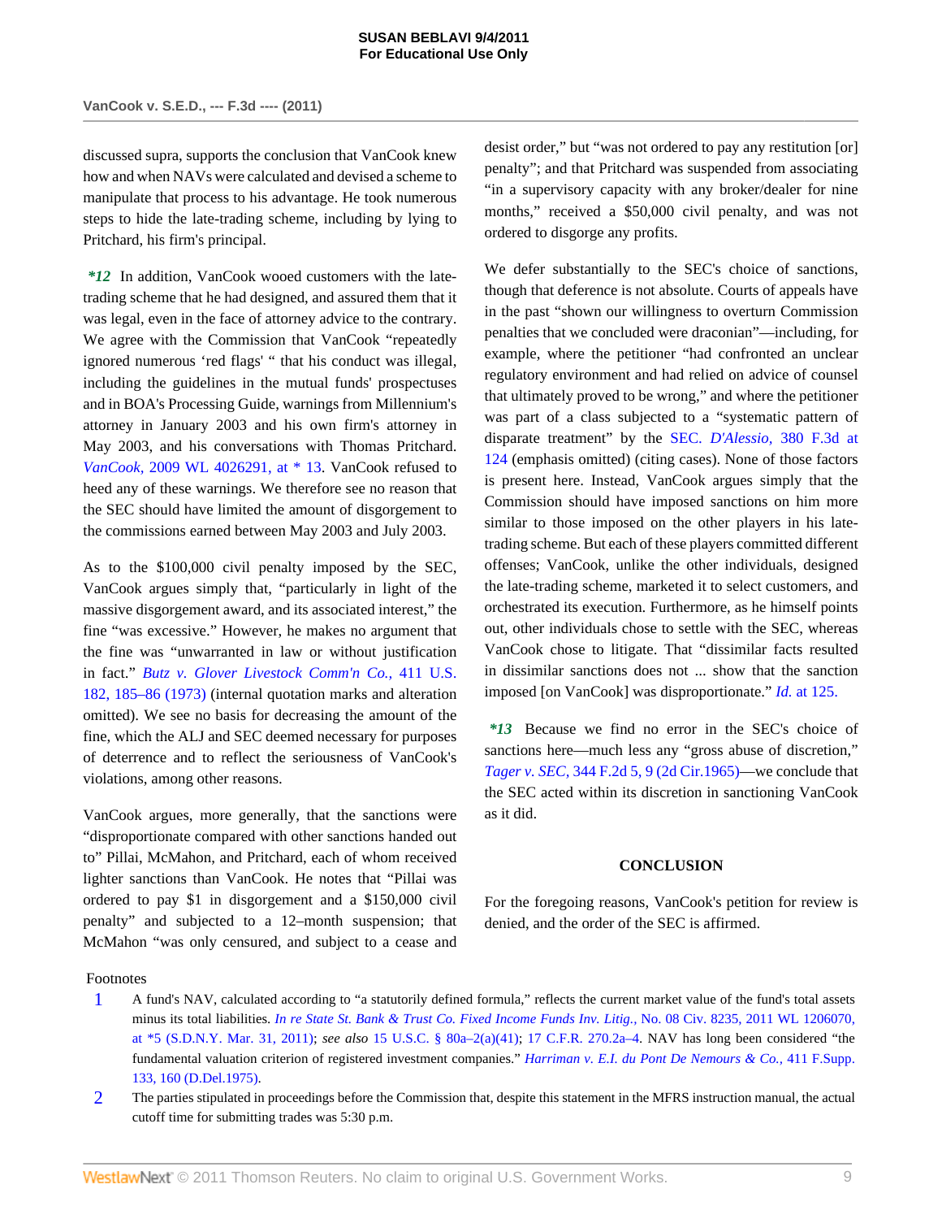discussed supra, supports the conclusion that VanCook knew how and when NAVs were calculated and devised a scheme to manipulate that process to his advantage. He took numerous steps to hide the late-trading scheme, including by lying to Pritchard, his firm's principal.

***12** In addition, VanCook wooed customers with the late-trading scheme that he had designed, and assured them that it was legal, even in the face of attorney advice to the contrary. We agree with the Commission that VanCook "repeatedly ignored numerous 'red flags' " that his conduct was illegal, including the guidelines in the mutual funds' prospectuses and in BOA's Processing Guide, warnings from Millennium's attorney in January 2003 and his own firm's attorney in May 2003, and his conversations with Thomas Pritchard. *VanCook,* 2009 WL 4026291, at * 13. VanCook refused to heed any of these warnings. We therefore see no reason that the SEC should have limited the amount of disgorgement to the commissions earned between May 2003 and July 2003.

As to the $100,000 civil penalty imposed by the SEC, VanCook argues simply that, "particularly in light of the massive disgorgement award, and its associated interest," the fine "was excessive." However, he makes no argument that the fine was "unwarranted in law or without justification in fact." *Butz v. Glover Livestock Comm'n Co.,* 411 U.S. 182, 185–86 (1973) (internal quotation marks and alteration omitted). We see no basis for decreasing the amount of the fine, which the ALJ and SEC deemed necessary for purposes of deterrence and to reflect the seriousness of VanCook's violations, among other reasons.

VanCook argues, more generally, that the sanctions were "disproportionate compared with other sanctions handed out to" Pillai, McMahon, and Pritchard, each of whom received lighter sanctions than VanCook. He notes that "Pillai was ordered to pay $1 in disgorgement and a $150,000 civil penalty" and subjected to a 12–month suspension; that McMahon "was only censured, and subject to a cease and desist order," but "was not ordered to pay any restitution [or] penalty"; and that Pritchard was suspended from associating "in a supervisory capacity with any broker/dealer for nine months," received a $50,000 civil penalty, and was not ordered to disgorge any profits.

We defer substantially to the SEC's choice of sanctions, though that deference is not absolute. Courts of appeals have in the past "shown our willingness to overturn Commission penalties that we concluded were draconian"—including, for example, where the petitioner "had confronted an unclear regulatory environment and had relied on advice of counsel that ultimately proved to be wrong," and where the petitioner was part of a class subjected to a "systematic pattern of disparate treatment" by the SEC. *D'Alessio,* 380 F.3d at 124 (emphasis omitted) (citing cases). None of those factors is present here. Instead, VanCook argues simply that the Commission should have imposed sanctions on him more similar to those imposed on the other players in his late-trading scheme. But each of these players committed different offenses; VanCook, unlike the other individuals, designed the late-trading scheme, marketed it to select customers, and orchestrated its execution. Furthermore, as he himself points out, other individuals chose to settle with the SEC, whereas VanCook chose to litigate. That "dissimilar facts resulted in dissimilar sanctions does not ... show that the sanction imposed [on VanCook] was disproportionate." *Id.* at 125.

***13** Because we find no error in the SEC's choice of sanctions here—much less any "gross abuse of discretion," *Tager v. SEC,* 344 F.2d 5, 9 (2d Cir.1965)—we conclude that the SEC acted within its discretion in sanctioning VanCook as it did.

## CONCLUSION

For the foregoing reasons, VanCook's petition for review is denied, and the order of the SEC is affirmed.

Footnotes

1. A fund's NAV, calculated according to "a statutorily defined formula," reflects the current market value of the fund's total assets minus its total liabilities. *In re State St. Bank & Trust Co. Fixed Income Funds Inv. Litig.,* No. 08 Civ. 8235, 2011 WL 1206070, at *5 (S.D.N.Y. Mar. 31, 2011); *see also* 15 U.S.C. § 80a–2(a)(41); 17 C.F.R. 270.2a–4. NAV has long been considered "the fundamental valuation criterion of registered investment companies." *Harriman v. E.I. du Pont De Nemours & Co.,* 411 F.Supp. 133, 160 (D.Del.1975).

2. The parties stipulated in proceedings before the Commission that, despite this statement in the MFRS instruction manual, the actual cutoff time for submitting trades was 5:30 p.m.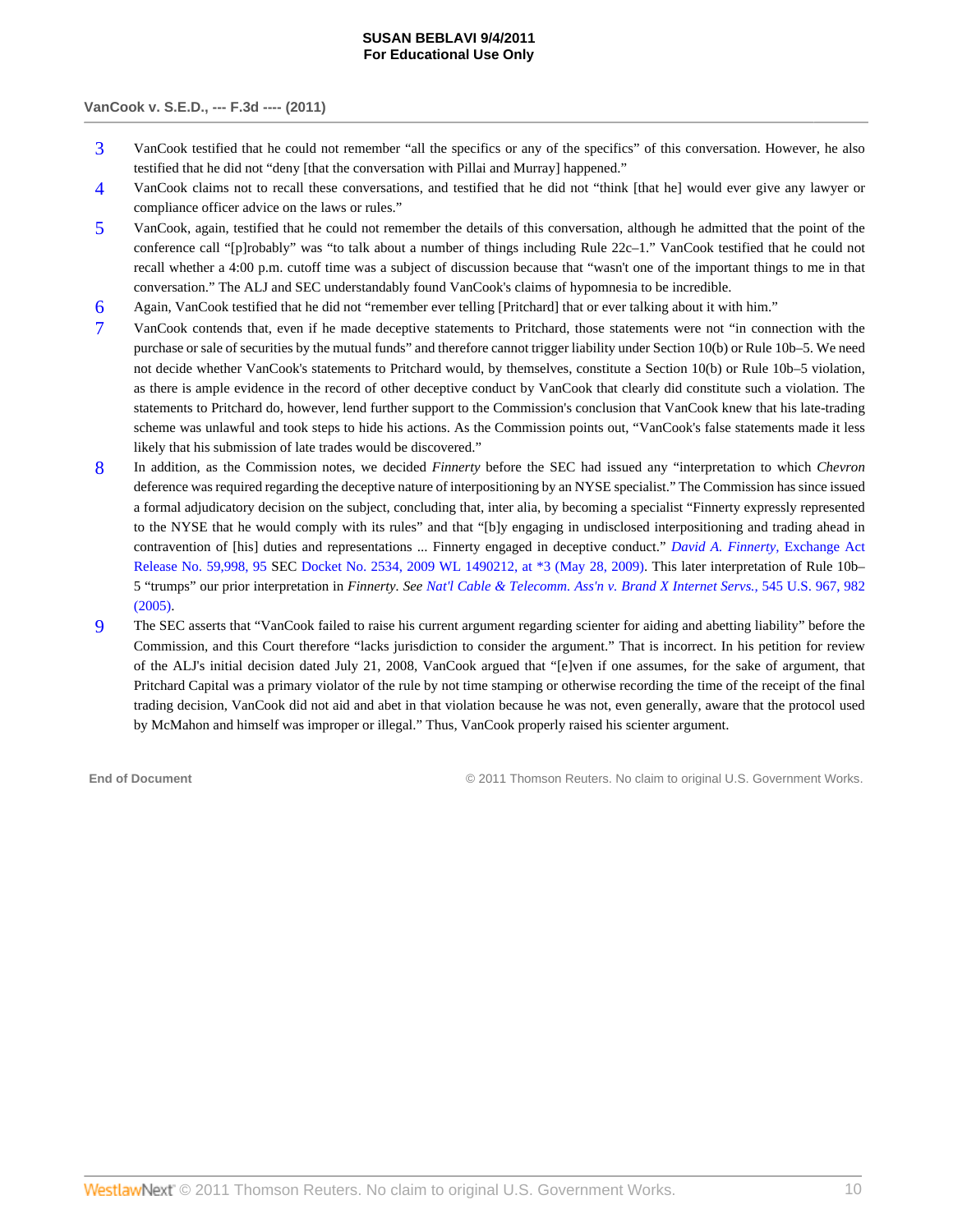3 VanCook testified that he could not remember "all the specifics or any of the specifics" of this conversation. However, he also testified that he did not "deny [that the conversation with Pillai and Murray] happened."

4 VanCook claims not to recall these conversations, and testified that he did not "think [that he] would ever give any lawyer or compliance officer advice on the laws or rules."

5 VanCook, again, testified that he could not remember the details of this conversation, although he admitted that the point of the conference call "[p]robably" was "to talk about a number of things including Rule 22c–1." VanCook testified that he could not recall whether a 4:00 p.m. cutoff time was a subject of discussion because that "wasn't one of the important things to me in that conversation." The ALJ and SEC understandably found VanCook's claims of hypomnesia to be incredible.

6 Again, VanCook testified that he did not "remember ever telling [Pritchard] that or ever talking about it with him."

7 VanCook contends that, even if he made deceptive statements to Pritchard, those statements were not "in connection with the purchase or sale of securities by the mutual funds" and therefore cannot trigger liability under Section 10(b) or Rule 10b–5. We need not decide whether VanCook's statements to Pritchard would, by themselves, constitute a Section 10(b) or Rule 10b–5 violation, as there is ample evidence in the record of other deceptive conduct by VanCook that clearly did constitute such a violation. The statements to Pritchard do, however, lend further support to the Commission's conclusion that VanCook knew that his late-trading scheme was unlawful and took steps to hide his actions. As the Commission points out, "VanCook's false statements made it less likely that his submission of late trades would be discovered."

8 In addition, as the Commission notes, we decided *Finnerty* before the SEC had issued any "interpretation to which *Chevron* deference was required regarding the deceptive nature of interpositioning by an NYSE specialist." The Commission has since issued a formal adjudicatory decision on the subject, concluding that, inter alia, by becoming a specialist "Finnerty expressly represented to the NYSE that he would comply with its rules" and that "[b]y engaging in undisclosed interpositioning and trading ahead in contravention of [his] duties and representations ... Finnerty engaged in deceptive conduct." *David A. Finnerty,* Exchange Act Release No. 59,998, 95 SEC Docket No. 2534, 2009 WL 1490212, at *3 (May 28, 2009). This later interpretation of Rule 10b–5 "trumps" our prior interpretation in *Finnerty*. *See Nat'l Cable & Telecomm. Ass'n v. Brand X Internet Servs.,* 545 U.S. 967, 982 (2005).

9 The SEC asserts that "VanCook failed to raise his current argument regarding scienter for aiding and abetting liability" before the Commission, and this Court therefore "lacks jurisdiction to consider the argument." That is incorrect. In his petition for review of the ALJ's initial decision dated July 21, 2008, VanCook argued that "[e]ven if one assumes, for the sake of argument, that Pritchard Capital was a primary violator of the rule by not time stamping or otherwise recording the time of the receipt of the final trading decision, VanCook did not aid and abet in that violation because he was not, even generally, aware that the protocol used by McMahon and himself was improper or illegal." Thus, VanCook properly raised his scienter argument.

End of Document